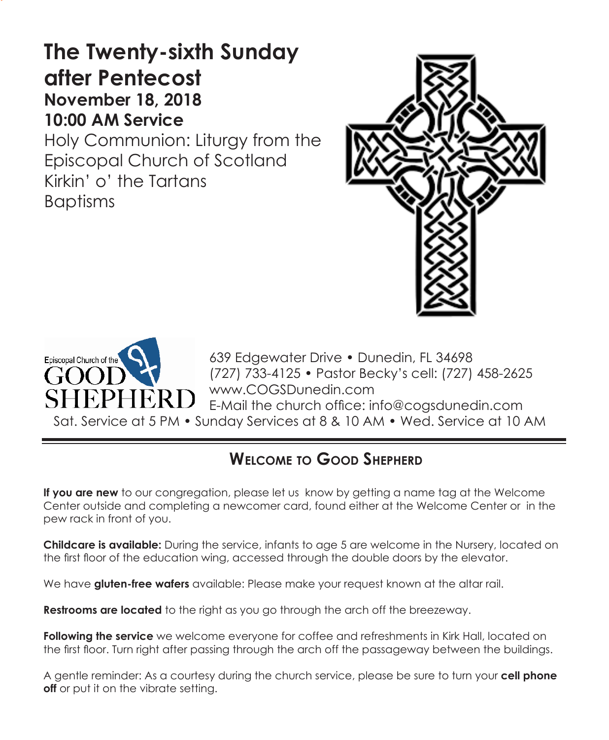# The Twenty-sixth Sunday after Pentecost

**November 18, 2018**

**10:00 AM Service**

Holy Communion: Liturgy from the Episcopal Church of Scotland

Kirkin' o' the Tartans

Baptisms

Episcopal Church of the GOOD SHEPHERD

639 Edgewater Drive • Dunedin, FL 34698

(727) 733-4125 • Pastor Becky's cell: (727) 458-2625

www.COGSDunedin.com

E-Mail the church office: info@cogsdunedin.com

Sat. Service at 5 PM • Sunday Services at 8 & 10 AM • Wed. Service at 10 AM

## Welcome to Good Shepherd

**If you are new** to our congregation, please let us know by getting a name tag at the Welcome Center outside and completing a newcomer card, found either at the Welcome Center or in the pew rack in front of you.

**Childcare is available:** During the service, infants to age 5 are welcome in the Nursery, located on the first floor of the education wing, accessed through the double doors by the elevator.

We have **gluten-free wafers** available: Please make your request known at the altar rail.

**Restrooms are located** to the right as you go through the arch off the breezeway.

**Following the service** we welcome everyone for coffee and refreshments in Kirk Hall, located on the first floor. Turn right after passing through the arch off the passageway between the buildings.

A gentle reminder: As a courtesy during the church service, please be sure to turn your **cell phone off** or put it on the vibrate setting.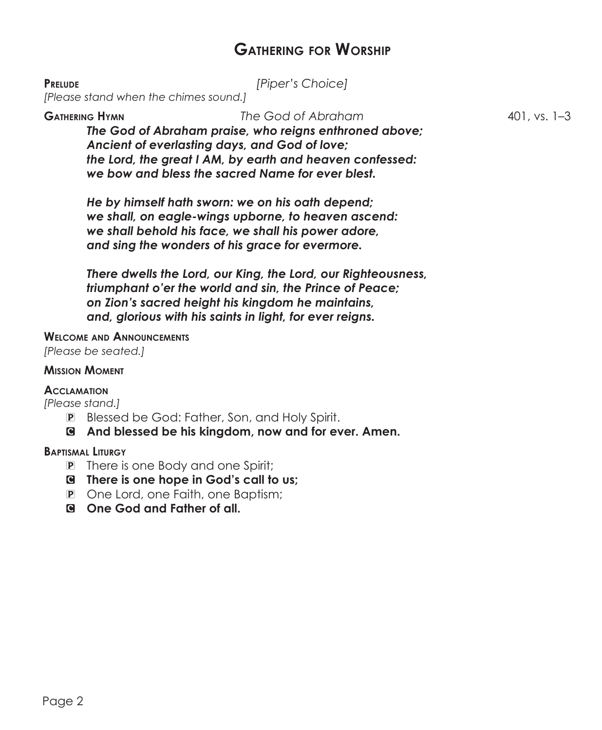# Gathering for Worship

**Prelude** *[Piper's Choice]*

*[Please stand when the chimes sound.]*

**Gathering Hymn** *The God of Abraham* 401, vs. 1–3

***The God of Abraham praise, who reigns enthroned above;***
***Ancient of everlasting days, and God of love;***
***the Lord, the great I AM, by earth and heaven confessed:***
***we bow and bless the sacred Name for ever blest.***

***He by himself hath sworn: we on his oath depend;***
***we shall, on eagle-wings upborne, to heaven ascend:***
***we shall behold his face, we shall his power adore,***
***and sing the wonders of his grace for evermore.***

***There dwells the Lord, our King, the Lord, our Righteousness,***
***triumphant o'er the world and sin, the Prince of Peace;***
***on Zion's sacred height his kingdom he maintains,***
***and, glorious with his saints in light, for ever reigns.***

**Welcome and Announcements**

*[Please be seated.]*

**Mission Moment**

**Acclamation**

*[Please stand.]*

P Blessed be God: Father, Son, and Holy Spirit.

C **And blessed be his kingdom, now and for ever. Amen.**

**Baptismal Liturgy**

P There is one Body and one Spirit;

C **There is one hope in God's call to us;**

P One Lord, one Faith, one Baptism;

C **One God and Father of all.**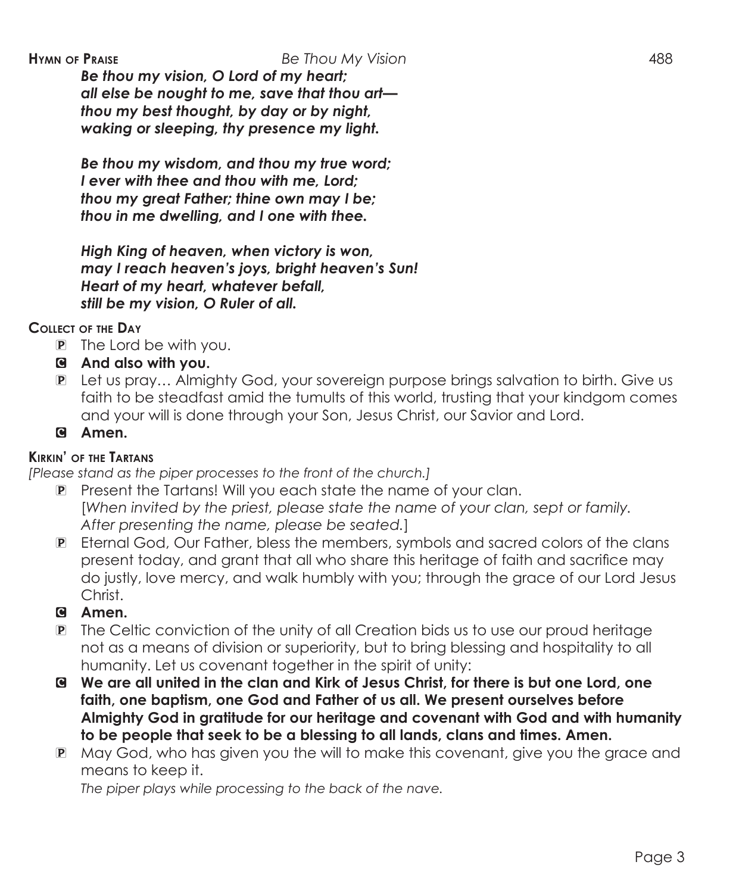**Hymn of Praise** *Be Thou My Vision* 488

***Be thou my vision, O Lord of my heart;***
***all else be nought to me, save that thou art—***
***thou my best thought, by day or by night,***
***waking or sleeping, thy presence my light.***

***Be thou my wisdom, and thou my true word;***
***I ever with thee and thou with me, Lord;***
***thou my great Father; thine own may I be;***
***thou in me dwelling, and I one with thee.***

***High King of heaven, when victory is won,***
***may I reach heaven's joys, bright heaven's Sun!***
***Heart of my heart, whatever befall,***
***still be my vision, O Ruler of all.***

**Collect of the Day**

P The Lord be with you.

C **And also with you.**

P Let us pray… Almighty God, your sovereign purpose brings salvation to birth. Give us faith to be steadfast amid the tumults of this world, trusting that your kingdom comes and your will is done through your Son, Jesus Christ, our Savior and Lord.

C **Amen.**

**Kirkin' of the Tartans**

*[Please stand as the piper processes to the front of the church.]*

P Present the Tartans! Will you each state the name of your clan.
[*When invited by the priest, please state the name of your clan, sept or family. After presenting the name, please be seated.*]

P Eternal God, Our Father, bless the members, symbols and sacred colors of the clans present today, and grant that all who share this heritage of faith and sacrifice may do justly, love mercy, and walk humbly with you; through the grace of our Lord Jesus Christ.

C **Amen.**

P The Celtic conviction of the unity of all Creation bids us to use our proud heritage not as a means of division or superiority, but to bring blessing and hospitality to all humanity. Let us covenant together in the spirit of unity:

C **We are all united in the clan and Kirk of Jesus Christ, for there is but one Lord, one faith, one baptism, one God and Father of us all. We present ourselves before Almighty God in gratitude for our heritage and covenant with God and with humanity to be people that seek to be a blessing to all lands, clans and times. Amen.**

P May God, who has given you the will to make this covenant, give you the grace and means to keep it.

*The piper plays while processing to the back of the nave.*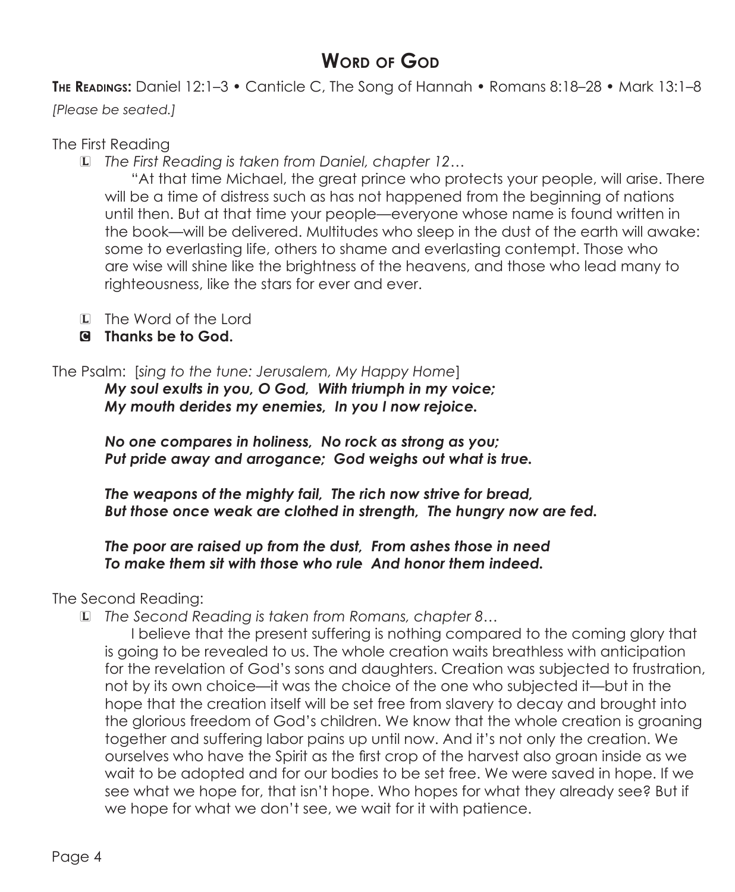# Word of God

**The Readings:** Daniel 12:1–3 • Canticle C, The Song of Hannah • Romans 8:18–28 • Mark 13:1–8

*[Please be seated.]*

The First Reading

L *The First Reading is taken from Daniel, chapter 12…*

“At that time Michael, the great prince who protects your people, will arise. There will be a time of distress such as has not happened from the beginning of nations until then. But at that time your people—everyone whose name is found written in the book—will be delivered. Multitudes who sleep in the dust of the earth will awake: some to everlasting life, others to shame and everlasting contempt. Those who are wise will shine like the brightness of the heavens, and those who lead many to righteousness, like the stars for ever and ever.

L The Word of the Lord

C **Thanks be to God.**

The Psalm: [*sing to the tune: Jerusalem, My Happy Home*]

***My soul exults in you, O God, With triumph in my voice;***
***My mouth derides my enemies, In you I now rejoice.***

***No one compares in holiness, No rock as strong as you;***
***Put pride away and arrogance; God weighs out what is true.***

***The weapons of the mighty fail, The rich now strive for bread,***
***But those once weak are clothed in strength, The hungry now are fed.***

***The poor are raised up from the dust, From ashes those in need***
***To make them sit with those who rule And honor them indeed.***

The Second Reading:

L *The Second Reading is taken from Romans, chapter 8…*

I believe that the present suffering is nothing compared to the coming glory that is going to be revealed to us. The whole creation waits breathless with anticipation for the revelation of God’s sons and daughters. Creation was subjected to frustration, not by its own choice—it was the choice of the one who subjected it—but in the hope that the creation itself will be set free from slavery to decay and brought into the glorious freedom of God’s children. We know that the whole creation is groaning together and suffering labor pains up until now. And it’s not only the creation. We ourselves who have the Spirit as the first crop of the harvest also groan inside as we wait to be adopted and for our bodies to be set free. We were saved in hope. If we see what we hope for, that isn’t hope. Who hopes for what they already see? But if we hope for what we don’t see, we wait for it with patience.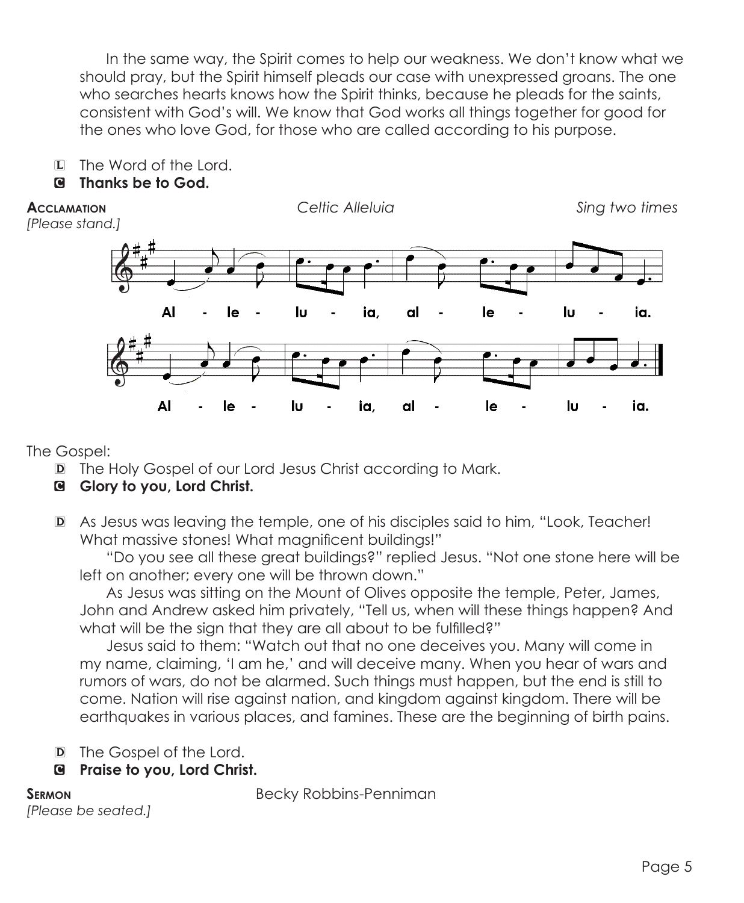In the same way, the Spirit comes to help our weakness. We don't know what we should pray, but the Spirit himself pleads our case with unexpressed groans. The one who searches hearts knows how the Spirit thinks, because he pleads for the saints, consistent with God's will. We know that God works all things together for good for the ones who love God, for those who are called according to his purpose.

L The Word of the Lord.
**C Thanks be to God.**

**Acclamation** *Celtic Alleluia* *Sing two times*
*[Please stand.]*

Al - le - lu - ia, al - le - lu - ia.
Al - le - lu - ia, al - le - lu - ia.

The Gospel:

D The Holy Gospel of our Lord Jesus Christ according to Mark.
**C Glory to you, Lord Christ.**

D As Jesus was leaving the temple, one of his disciples said to him, "Look, Teacher! What massive stones! What magnificent buildings!"

"Do you see all these great buildings?" replied Jesus. "Not one stone here will be left on another; every one will be thrown down."

As Jesus was sitting on the Mount of Olives opposite the temple, Peter, James, John and Andrew asked him privately, "Tell us, when will these things happen? And what will be the sign that they are all about to be fulfilled?"

Jesus said to them: "Watch out that no one deceives you. Many will come in my name, claiming, 'I am he,' and will deceive many. When you hear of wars and rumors of wars, do not be alarmed. Such things must happen, but the end is still to come. Nation will rise against nation, and kingdom against kingdom. There will be earthquakes in various places, and famines. These are the beginning of birth pains.

D The Gospel of the Lord.
**C Praise to you, Lord Christ.**

**Sermon** Becky Robbins-Penniman
*[Please be seated.]*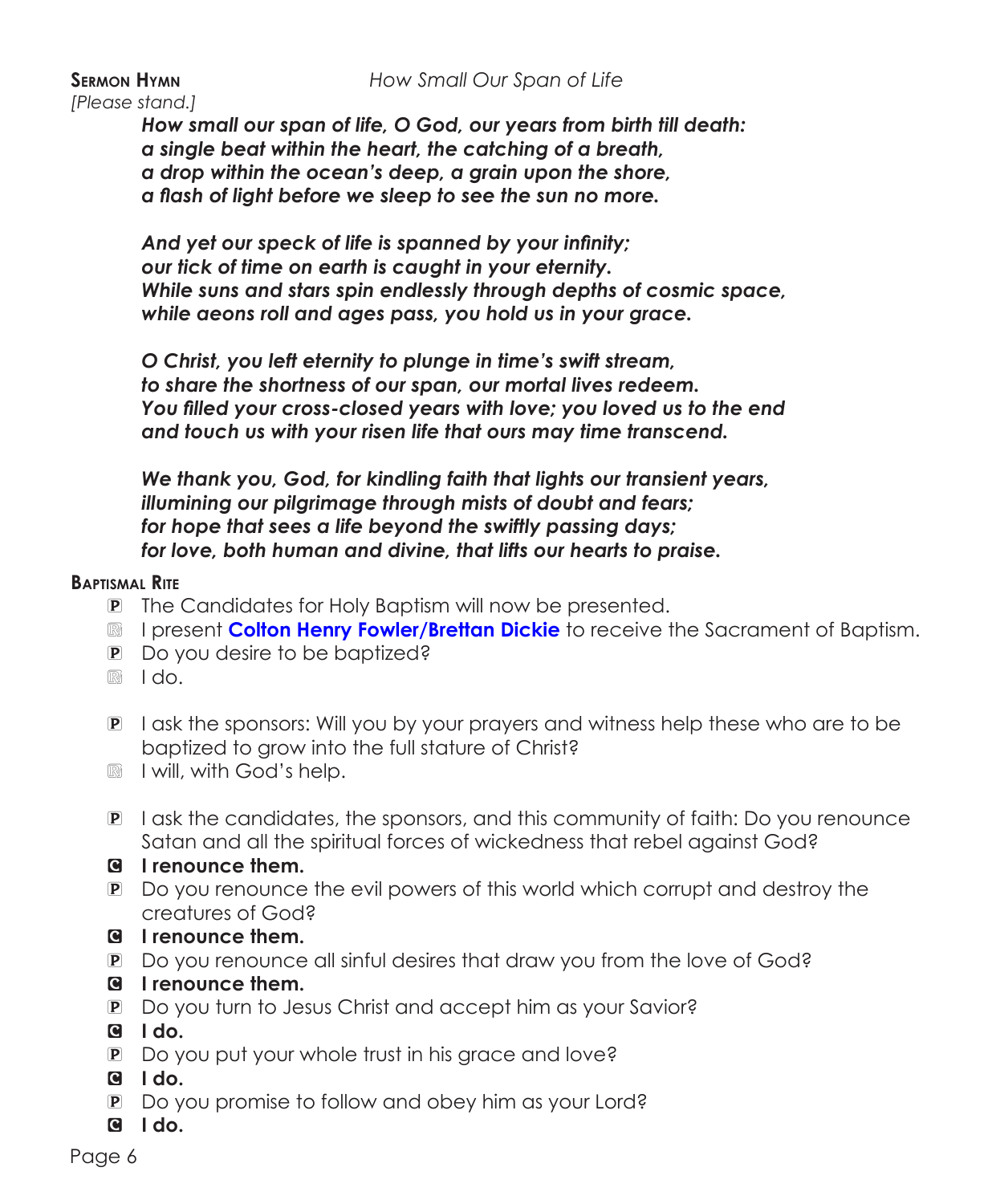**Sermon Hymn** *How Small Our Span of Life*

*[Please stand.]*

***How small our span of life, O God, our years from birth till death:***
***a single beat within the heart, the catching of a breath,***
***a drop within the ocean's deep, a grain upon the shore,***
***a flash of light before we sleep to see the sun no more.***

***And yet our speck of life is spanned by your infinity;***
***our tick of time on earth is caught in your eternity.***
***While suns and stars spin endlessly through depths of cosmic space,***
***while aeons roll and ages pass, you hold us in your grace.***

***O Christ, you left eternity to plunge in time's swift stream,***
***to share the shortness of our span, our mortal lives redeem.***
***You filled your cross-closed years with love; you loved us to the end***
***and touch us with your risen life that ours may time transcend.***

***We thank you, God, for kindling faith that lights our transient years,***
***illumining our pilgrimage through mists of doubt and fears;***
***for hope that sees a life beyond the swiftly passing days;***
***for love, both human and divine, that lifts our hearts to praise.***

**Baptismal Rite**

P The Candidates for Holy Baptism will now be presented.

R I present **Colton Henry Fowler/Brettan Dickie** to receive the Sacrament of Baptism.

P Do you desire to be baptized?

R I do.

P I ask the sponsors: Will you by your prayers and witness help these who are to be baptized to grow into the full stature of Christ?

R I will, with God's help.

P I ask the candidates, the sponsors, and this community of faith: Do you renounce Satan and all the spiritual forces of wickedness that rebel against God?

**C I renounce them.**

P Do you renounce the evil powers of this world which corrupt and destroy the creatures of God?

**C I renounce them.**

P Do you renounce all sinful desires that draw you from the love of God?

**C I renounce them.**

P Do you turn to Jesus Christ and accept him as your Savior?

**C I do.**

P Do you put your whole trust in his grace and love?

**C I do.**

P Do you promise to follow and obey him as your Lord?

**C I do.**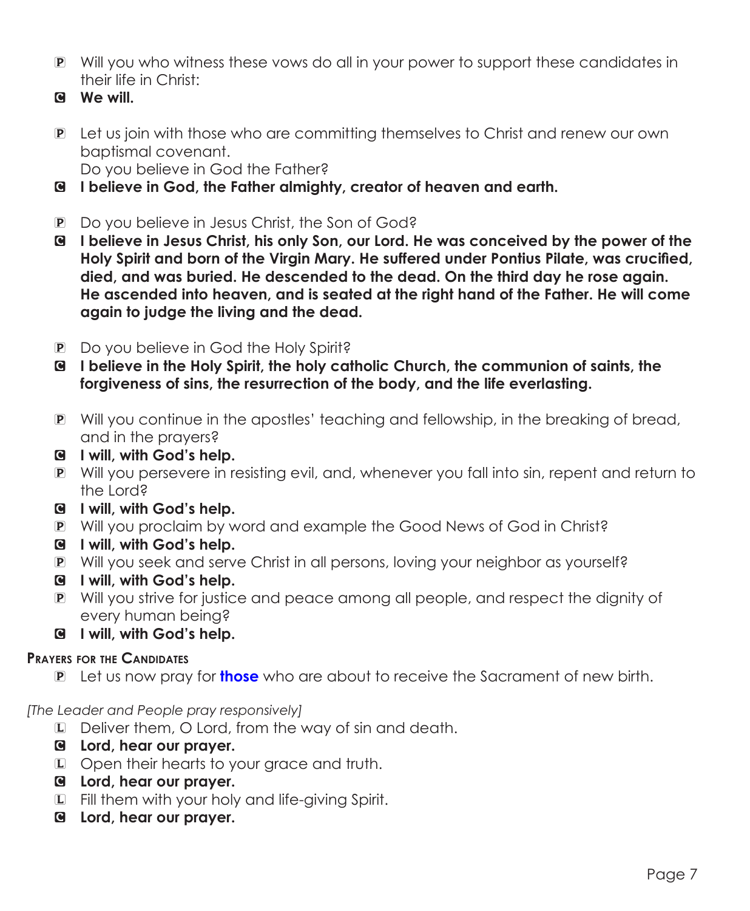P Will you who witness these vows do all in your power to support these candidates in their life in Christ:

C **We will.**

P Let us join with those who are committing themselves to Christ and renew our own baptismal covenant.
Do you believe in God the Father?

C **I believe in God, the Father almighty, creator of heaven and earth.**

P Do you believe in Jesus Christ, the Son of God?

C **I believe in Jesus Christ, his only Son, our Lord. He was conceived by the power of the Holy Spirit and born of the Virgin Mary. He suffered under Pontius Pilate, was crucified, died, and was buried. He descended to the dead. On the third day he rose again. He ascended into heaven, and is seated at the right hand of the Father. He will come again to judge the living and the dead.**

P Do you believe in God the Holy Spirit?

C **I believe in the Holy Spirit, the holy catholic Church, the communion of saints, the forgiveness of sins, the resurrection of the body, and the life everlasting.**

P Will you continue in the apostles' teaching and fellowship, in the breaking of bread, and in the prayers?

C **I will, with God's help.**

P Will you persevere in resisting evil, and, whenever you fall into sin, repent and return to the Lord?

C **I will, with God's help.**

P Will you proclaim by word and example the Good News of God in Christ?

C **I will, with God's help.**

P Will you seek and serve Christ in all persons, loving your neighbor as yourself?

C **I will, with God's help.**

P Will you strive for justice and peace among all people, and respect the dignity of every human being?

C **I will, with God's help.**

### Prayers for the Candidates

P Let us now pray for **those** who are about to receive the Sacrament of new birth.

*[The Leader and People pray responsively]*

L Deliver them, O Lord, from the way of sin and death.

C **Lord, hear our prayer.**

L Open their hearts to your grace and truth.

C **Lord, hear our prayer.**

L Fill them with your holy and life-giving Spirit.

C **Lord, hear our prayer.**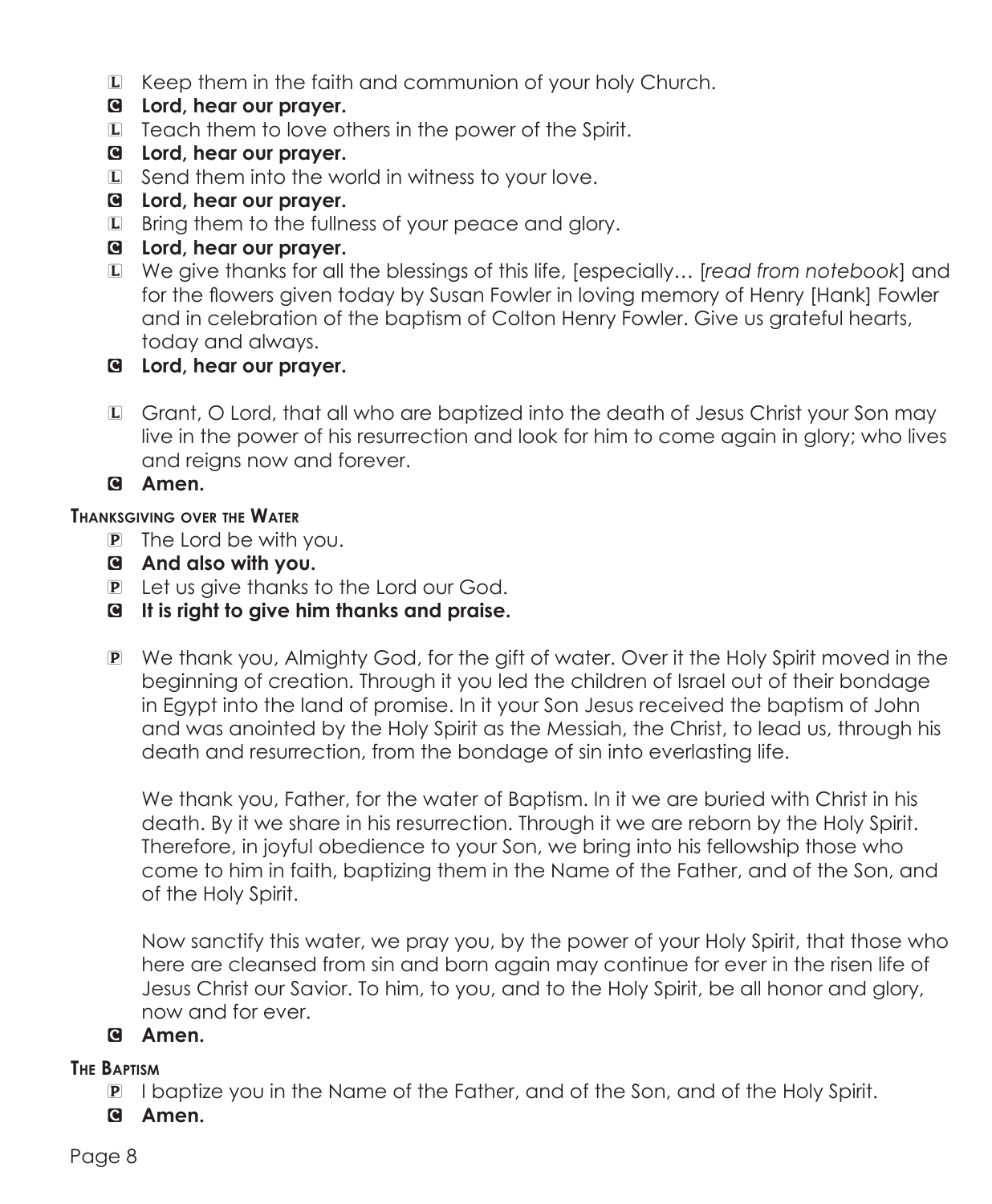L Keep them in the faith and communion of your holy Church.

**C Lord, hear our prayer.**

L Teach them to love others in the power of the Spirit.

**C Lord, hear our prayer.**

L Send them into the world in witness to your love.

**C Lord, hear our prayer.**

L Bring them to the fullness of your peace and glory.

**C Lord, hear our prayer.**

L We give thanks for all the blessings of this life, [especially… [*read from notebook*] and for the flowers given today by Susan Fowler in loving memory of Henry [Hank] Fowler and in celebration of the baptism of Colton Henry Fowler. Give us grateful hearts, today and always.

**C Lord, hear our prayer.**

L Grant, O Lord, that all who are baptized into the death of Jesus Christ your Son may live in the power of his resurrection and look for him to come again in glory; who lives and reigns now and forever.

**C Amen.**

### Thanksgiving over the Water

P The Lord be with you.

**C And also with you.**

P Let us give thanks to the Lord our God.

**C It is right to give him thanks and praise.**

P We thank you, Almighty God, for the gift of water. Over it the Holy Spirit moved in the beginning of creation. Through it you led the children of Israel out of their bondage in Egypt into the land of promise. In it your Son Jesus received the baptism of John and was anointed by the Holy Spirit as the Messiah, the Christ, to lead us, through his death and resurrection, from the bondage of sin into everlasting life.

We thank you, Father, for the water of Baptism. In it we are buried with Christ in his death. By it we share in his resurrection. Through it we are reborn by the Holy Spirit. Therefore, in joyful obedience to your Son, we bring into his fellowship those who come to him in faith, baptizing them in the Name of the Father, and of the Son, and of the Holy Spirit.

Now sanctify this water, we pray you, by the power of your Holy Spirit, that those who here are cleansed from sin and born again may continue for ever in the risen life of Jesus Christ our Savior. To him, to you, and to the Holy Spirit, be all honor and glory, now and for ever.

**C Amen.**

### The Baptism

P I baptize you in the Name of the Father, and of the Son, and of the Holy Spirit.

**C Amen.**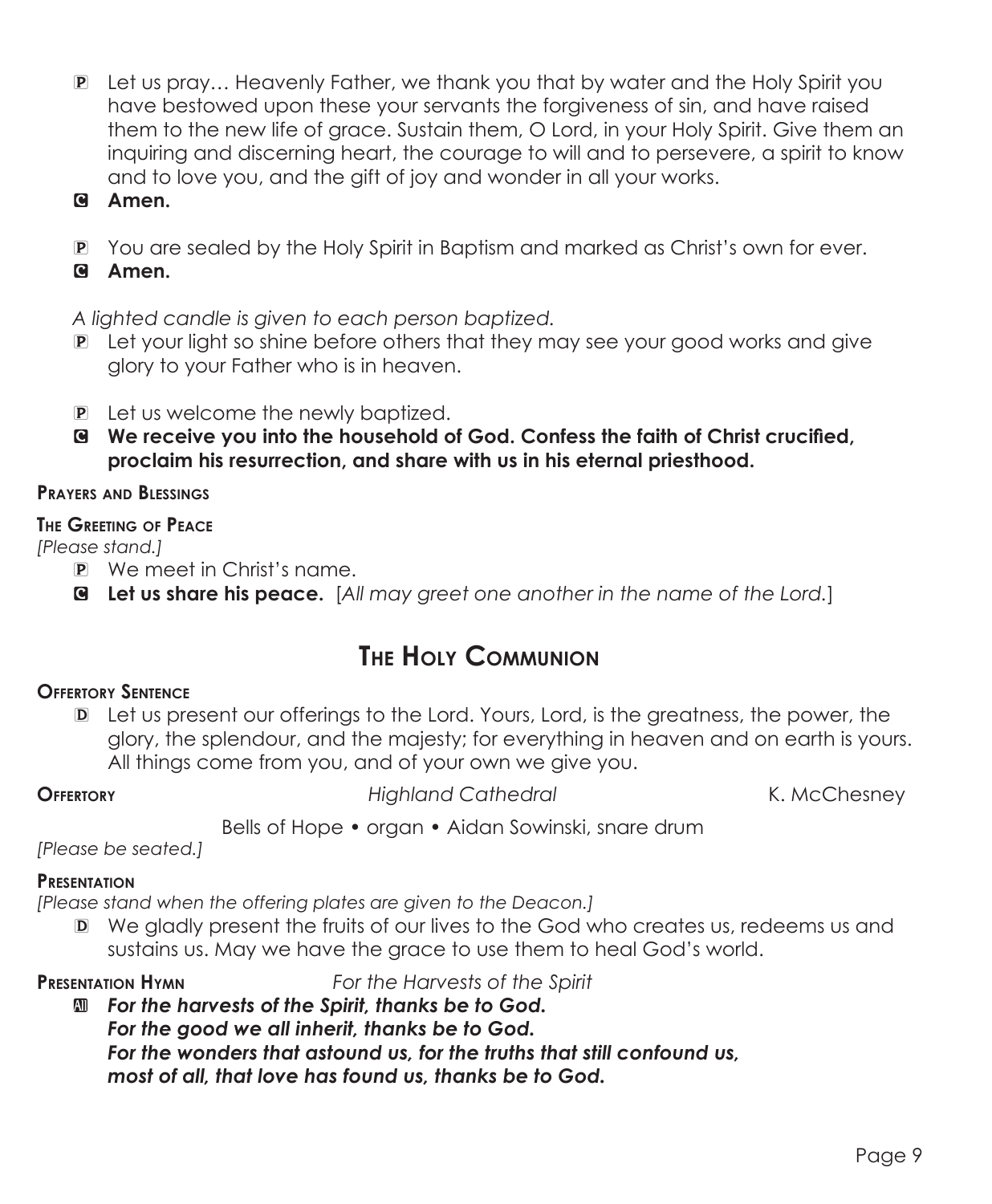P Let us pray… Heavenly Father, we thank you that by water and the Holy Spirit you have bestowed upon these your servants the forgiveness of sin, and have raised them to the new life of grace. Sustain them, O Lord, in your Holy Spirit. Give them an inquiring and discerning heart, the courage to will and to persevere, a spirit to know and to love you, and the gift of joy and wonder in all your works.

C **Amen.**

P You are sealed by the Holy Spirit in Baptism and marked as Christ's own for ever.

C **Amen.**

*A lighted candle is given to each person baptized.*

P Let your light so shine before others that they may see your good works and give glory to your Father who is in heaven.

P Let us welcome the newly baptized.

C **We receive you into the household of God. Confess the faith of Christ crucified, proclaim his resurrection, and share with us in his eternal priesthood.**

**Prayers and Blessings**

**The Greeting of Peace**

*[Please stand.]*

P We meet in Christ's name.

C **Let us share his peace.** [*All may greet one another in the name of the Lord.*]

## The Holy Communion

**Offertory Sentence**

D Let us present our offerings to the Lord. Yours, Lord, is the greatness, the power, the glory, the splendour, and the majesty; for everything in heaven and on earth is yours. All things come from you, and of your own we give you.

**Offertory** *Highland Cathedral* K. McChesney

Bells of Hope • organ • Aidan Sowinski, snare drum

*[Please be seated.]*

**Presentation**

*[Please stand when the offering plates are given to the Deacon.]*

D We gladly present the fruits of our lives to the God who creates us, redeems us and sustains us. May we have the grace to use them to heal God's world.

**Presentation Hymn** *For the Harvests of the Spirit*

All ***For the harvests of the Spirit, thanks be to God.***
***For the good we all inherit, thanks be to God.***
***For the wonders that astound us, for the truths that still confound us,***
***most of all, that love has found us, thanks be to God.***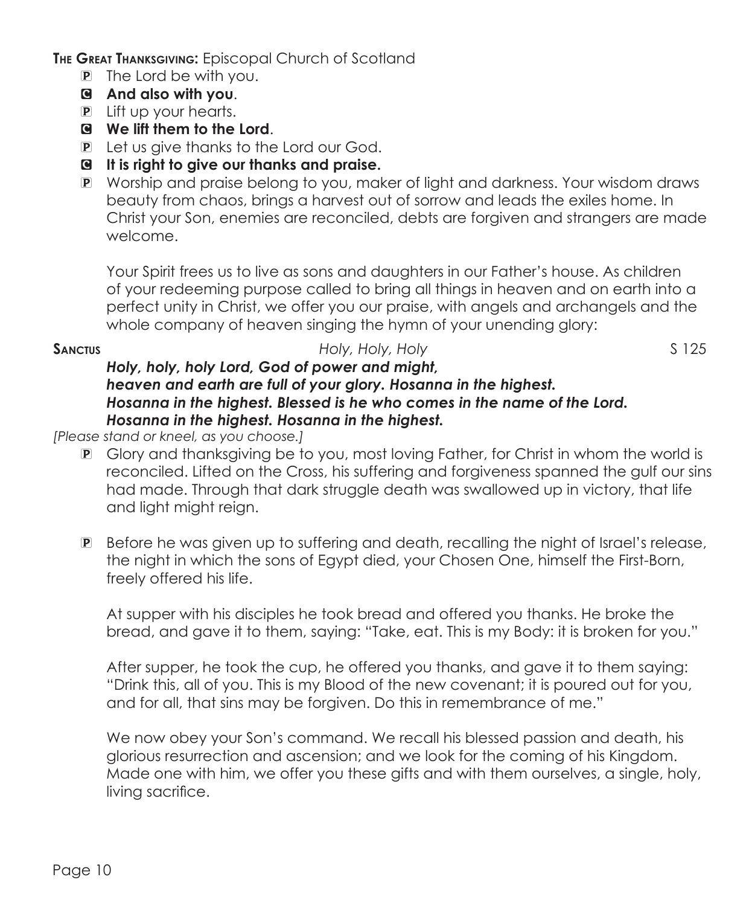**The Great Thanksgiving:** Episcopal Church of Scotland

- P The Lord be with you.
- C **And also with you**.
- P Lift up your hearts.
- C **We lift them to the Lord**.
- P Let us give thanks to the Lord our God.
- C **It is right to give our thanks and praise.**
- P Worship and praise belong to you, maker of light and darkness. Your wisdom draws beauty from chaos, brings a harvest out of sorrow and leads the exiles home. In Christ your Son, enemies are reconciled, debts are forgiven and strangers are made welcome.

  Your Spirit frees us to live as sons and daughters in our Father's house. As children of your redeeming purpose called to bring all things in heaven and on earth into a perfect unity in Christ, we offer you our praise, with angels and archangels and the whole company of heaven singing the hymn of your unending glory:

**Sanctus** *Holy, Holy, Holy* S 125

***Holy, holy, holy Lord, God of power and might,***
***heaven and earth are full of your glory. Hosanna in the highest.***
***Hosanna in the highest. Blessed is he who comes in the name of the Lord.***
***Hosanna in the highest. Hosanna in the highest.***

*[Please stand or kneel, as you choose.]*

- P Glory and thanksgiving be to you, most loving Father, for Christ in whom the world is reconciled. Lifted on the Cross, his suffering and forgiveness spanned the gulf our sins had made. Through that dark struggle death was swallowed up in victory, that life and light might reign.

- P Before he was given up to suffering and death, recalling the night of Israel's release, the night in which the sons of Egypt died, your Chosen One, himself the First-Born, freely offered his life.

  At supper with his disciples he took bread and offered you thanks. He broke the bread, and gave it to them, saying: "Take, eat. This is my Body: it is broken for you."

  After supper, he took the cup, he offered you thanks, and gave it to them saying: "Drink this, all of you. This is my Blood of the new covenant; it is poured out for you, and for all, that sins may be forgiven. Do this in remembrance of me."

  We now obey your Son's command. We recall his blessed passion and death, his glorious resurrection and ascension; and we look for the coming of his Kingdom. Made one with him, we offer you these gifts and with them ourselves, a single, holy, living sacrifice.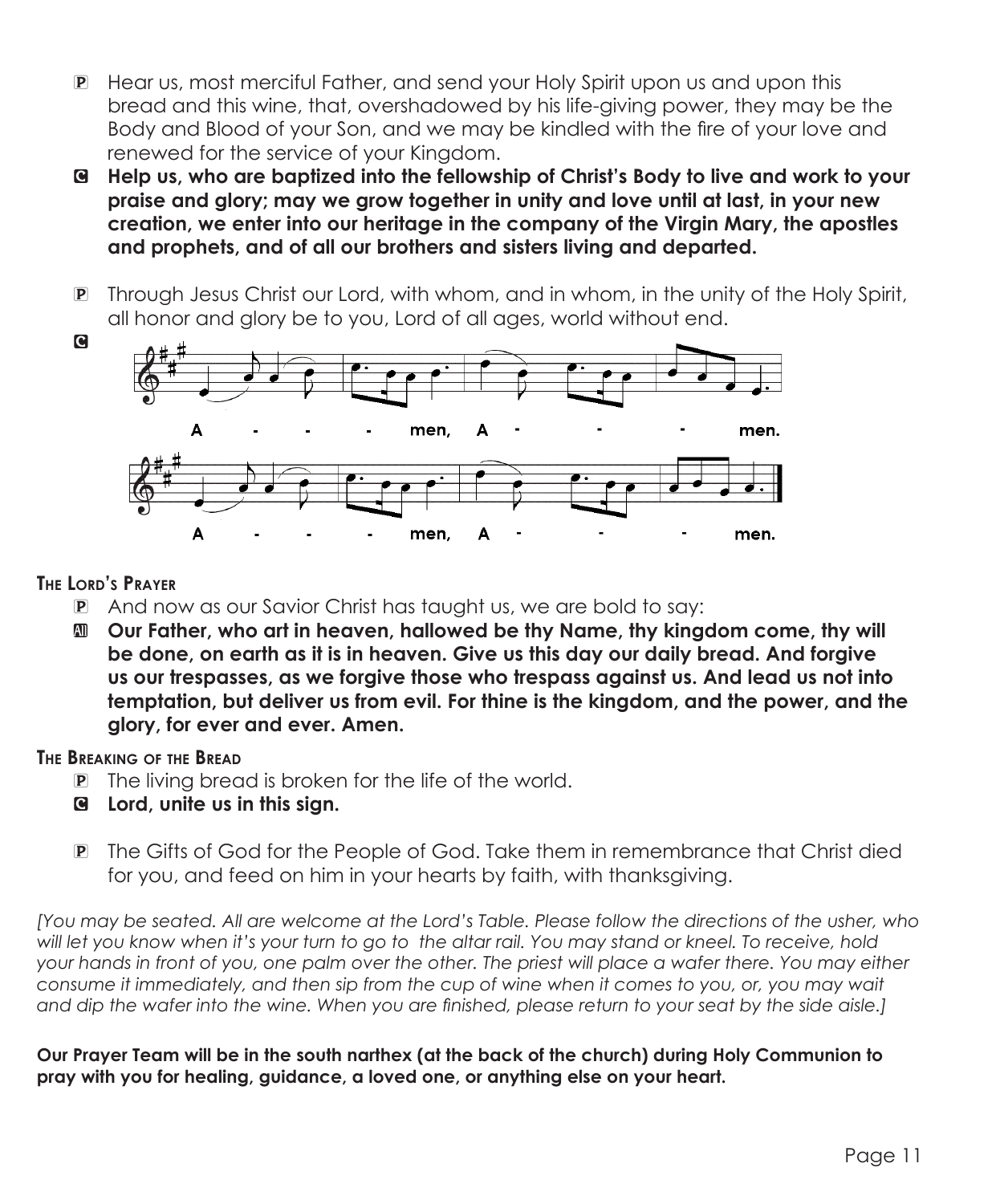P Hear us, most merciful Father, and send your Holy Spirit upon us and upon this bread and this wine, that, overshadowed by his life-giving power, they may be the Body and Blood of your Son, and we may be kindled with the fire of your love and renewed for the service of your Kingdom.

C **Help us, who are baptized into the fellowship of Christ's Body to live and work to your praise and glory; may we grow together in unity and love until at last, in your new creation, we enter into our heritage in the company of the Virgin Mary, the apostles and prophets, and of all our brothers and sisters living and departed.**

P Through Jesus Christ our Lord, with whom, and in whom, in the unity of the Holy Spirit, all honor and glory be to you, Lord of all ages, world without end.

C

A - - - men, A - - - men.

A - - - men, A - - - men.

### The Lord's Prayer

P And now as our Savior Christ has taught us, we are bold to say:

All **Our Father, who art in heaven, hallowed be thy Name, thy kingdom come, thy will be done, on earth as it is in heaven. Give us this day our daily bread. And forgive us our trespasses, as we forgive those who trespass against us. And lead us not into temptation, but deliver us from evil. For thine is the kingdom, and the power, and the glory, for ever and ever. Amen.**

### The Breaking of the Bread

P The living bread is broken for the life of the world.

C **Lord, unite us in this sign.**

P The Gifts of God for the People of God. Take them in remembrance that Christ died for you, and feed on him in your hearts by faith, with thanksgiving.

*[You may be seated. All are welcome at the Lord's Table. Please follow the directions of the usher, who will let you know when it's your turn to go to the altar rail. You may stand or kneel. To receive, hold your hands in front of you, one palm over the other. The priest will place a wafer there. You may either consume it immediately, and then sip from the cup of wine when it comes to you, or, you may wait and dip the wafer into the wine. When you are finished, please return to your seat by the side aisle.]*

**Our Prayer Team will be in the south narthex (at the back of the church) during Holy Communion to pray with you for healing, guidance, a loved one, or anything else on your heart.**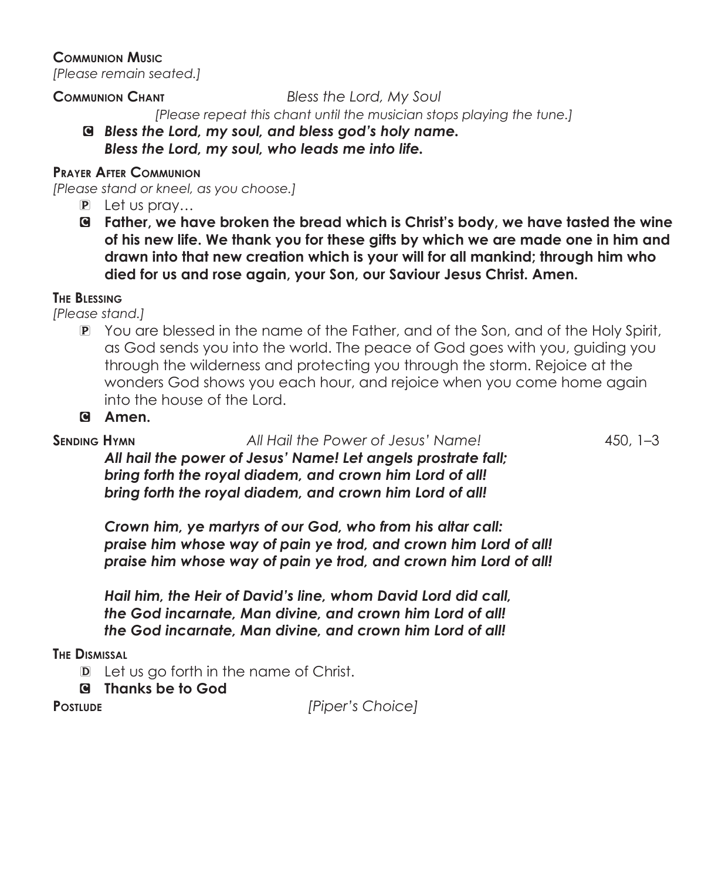**Communion Music**
*[Please remain seated.]*

**Communion Chant** *Bless the Lord, My Soul*

*[Please repeat this chant until the musician stops playing the tune.]*

C ***Bless the Lord, my soul, and bless god's holy name.***
***Bless the Lord, my soul, who leads me into life.***

**Prayer After Communion**
*[Please stand or kneel, as you choose.]*

P Let us pray…

C **Father, we have broken the bread which is Christ's body, we have tasted the wine of his new life. We thank you for these gifts by which we are made one in him and drawn into that new creation which is your will for all mankind; through him who died for us and rose again, your Son, our Saviour Jesus Christ. Amen.**

**The Blessing**
*[Please stand.]*

P You are blessed in the name of the Father, and of the Son, and of the Holy Spirit, as God sends you into the world. The peace of God goes with you, guiding you through the wilderness and protecting you through the storm. Rejoice at the wonders God shows you each hour, and rejoice when you come home again into the house of the Lord.

C **Amen.**

**Sending Hymn** *All Hail the Power of Jesus' Name!* 450, 1–3

***All hail the power of Jesus' Name! Let angels prostrate fall;***
***bring forth the royal diadem, and crown him Lord of all!***
***bring forth the royal diadem, and crown him Lord of all!***

***Crown him, ye martyrs of our God, who from his altar call:***
***praise him whose way of pain ye trod, and crown him Lord of all!***
***praise him whose way of pain ye trod, and crown him Lord of all!***

***Hail him, the Heir of David's line, whom David Lord did call,***
***the God incarnate, Man divine, and crown him Lord of all!***
***the God incarnate, Man divine, and crown him Lord of all!***

**The Dismissal**

D Let us go forth in the name of Christ.

C **Thanks be to God**

**Postlude** *[Piper's Choice]*